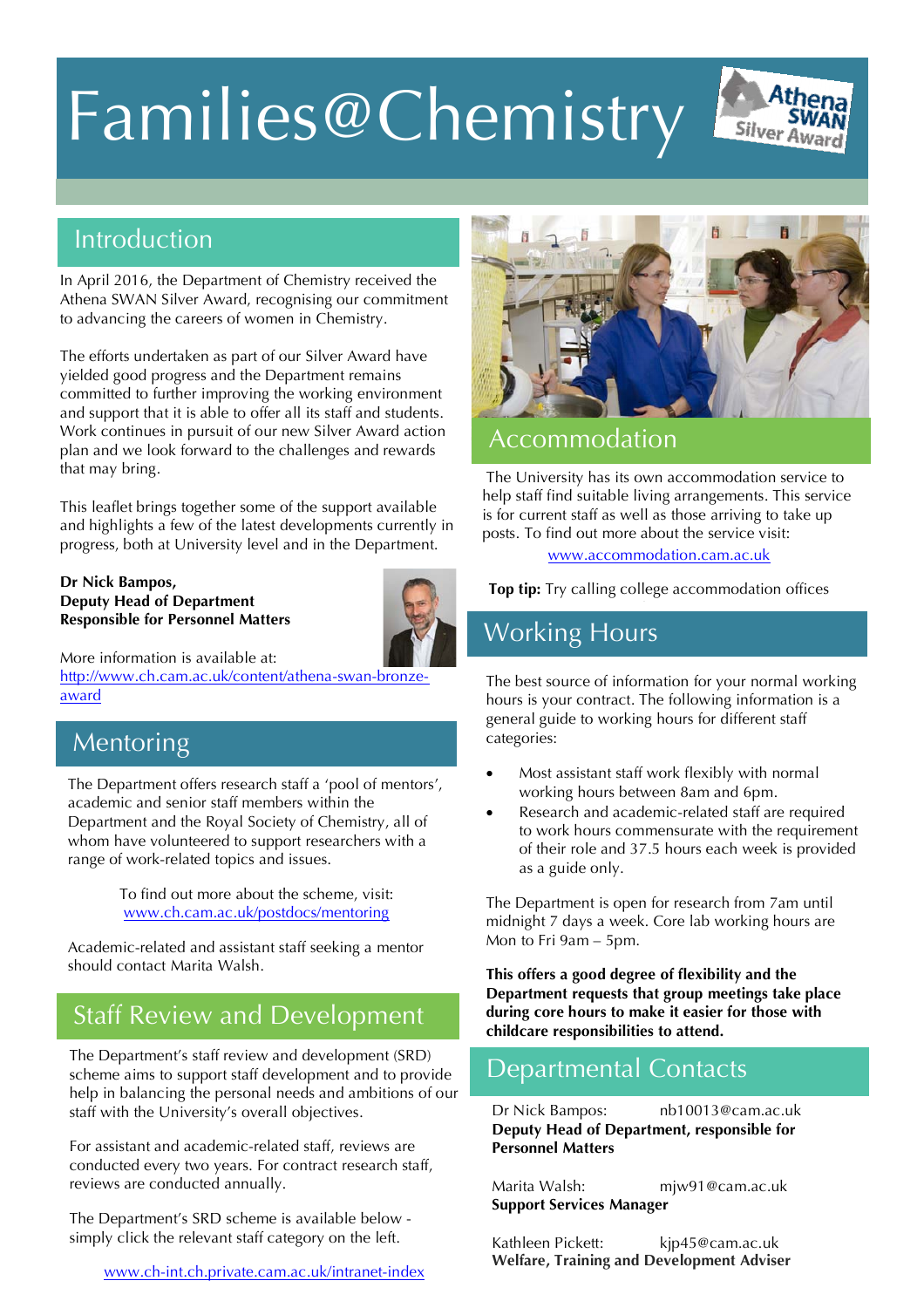# Families@Chemistry

## Introduction

In April 2016, the Department of Chemistry received the Athena SWAN Silver Award, recognising our commitment to advancing the careers of women in Chemistry.

The efforts undertaken as part of our Silver Award have yielded good progress and the Department remains committed to further improving the working environment and support that it is able to offer all its staff and students. Work continues in pursuit of our new Silver Award action plan and we look forward to the challenges and rewards that may bring.

This leaflet brings together some of the support available and highlights a few of the latest developments currently in progress, both at University level and in the Department.

**Dr Nick Bampos,**
**Deputy Head of Department**
**Responsible for Personnel Matters**

More information is available at:
[http://www.ch.cam.ac.uk/content/athena-swan-bronze-award](http://www.ch.cam.ac.uk/content/athena-swan-bronze-award)

## Mentoring

The Department offers research staff a 'pool of mentors', academic and senior staff members within the Department and the Royal Society of Chemistry, all of whom have volunteered to support researchers with a range of work-related topics and issues.

To find out more about the scheme, visit:
[www.ch.cam.ac.uk/postdocs/mentoring](www.ch.cam.ac.uk/postdocs/mentoring)

Academic-related and assistant staff seeking a mentor should contact Marita Walsh.

## Staff Review and Development

The Department's staff review and development (SRD) scheme aims to support staff development and to provide help in balancing the personal needs and ambitions of our staff with the University's overall objectives.

For assistant and academic-related staff, reviews are conducted every two years. For contract research staff, reviews are conducted annually.

The Department's SRD scheme is available below - simply click the relevant staff category on the left.

[www.ch-int.ch.private.cam.ac.uk/intranet-index](www.ch-int.ch.private.cam.ac.uk/intranet-index)

## Accommodation

The University has its own accommodation service to help staff find suitable living arrangements. This service is for current staff as well as those arriving to take up posts. To find out more about the service visit:
[www.accommodation.cam.ac.uk](www.accommodation.cam.ac.uk)

**Top tip:** Try calling college accommodation offices

## Working Hours

The best source of information for your normal working hours is your contract. The following information is a general guide to working hours for different staff categories:

- Most assistant staff work flexibly with normal working hours between 8am and 6pm.
- Research and academic-related staff are required to work hours commensurate with the requirement of their role and 37.5 hours each week is provided as a guide only.

The Department is open for research from 7am until midnight 7 days a week. Core lab working hours are Mon to Fri 9am – 5pm.

**This offers a good degree of flexibility and the Department requests that group meetings take place during core hours to make it easier for those with childcare responsibilities to attend.**

## Departmental Contacts

Dr Nick Bampos: nb10013@cam.ac.uk
**Deputy Head of Department, responsible for Personnel Matters**

Marita Walsh: mjw91@cam.ac.uk
**Support Services Manager**

Kathleen Pickett: kjp45@cam.ac.uk
**Welfare, Training and Development Adviser**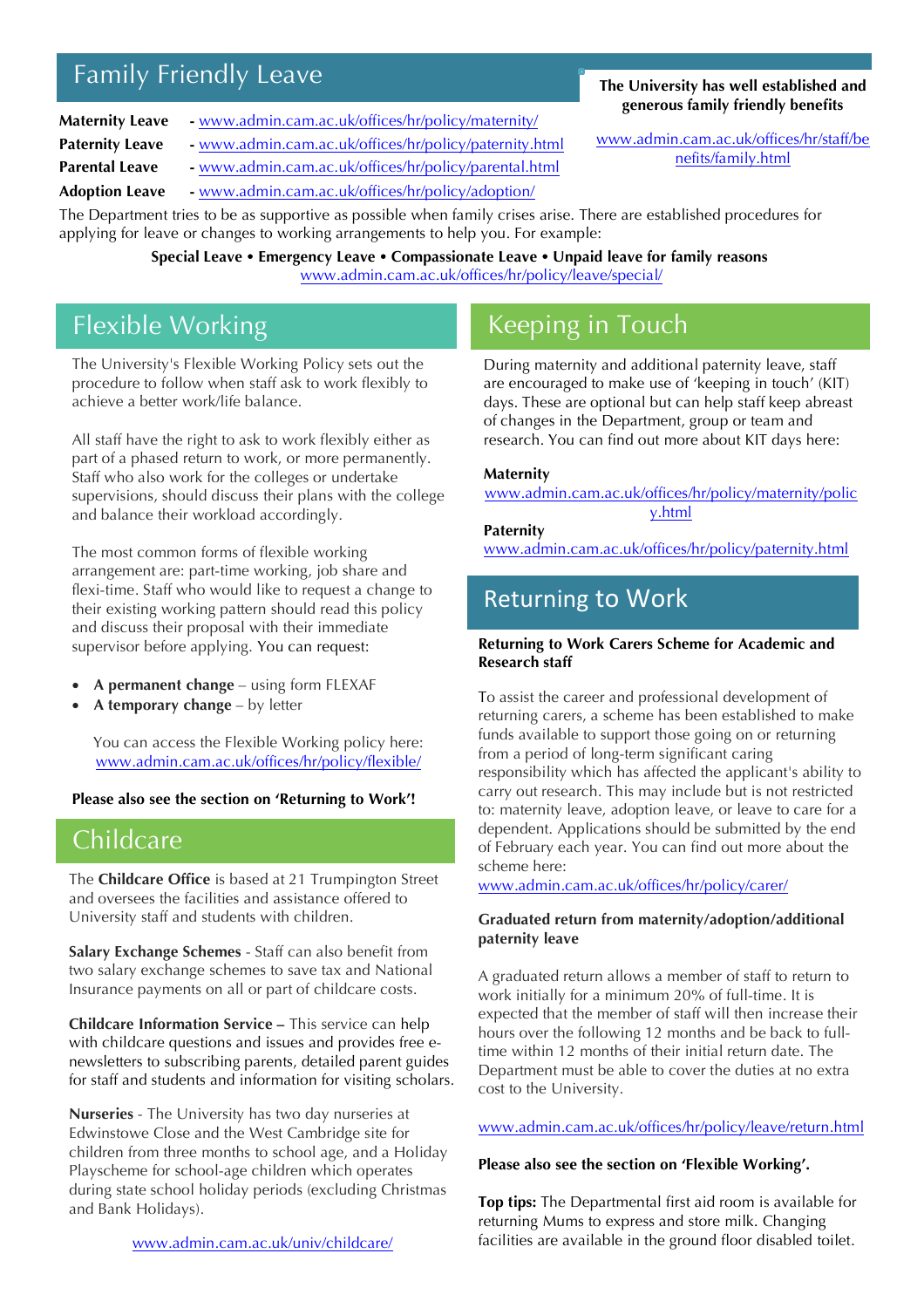## Family Friendly Leave

**Maternity Leave** - www.admin.cam.ac.uk/offices/hr/policy/maternity/

**Paternity Leave** - www.admin.cam.ac.uk/offices/hr/policy/paternity.html

**Parental Leave** - www.admin.cam.ac.uk/offices/hr/policy/parental.html

**Adoption Leave** - www.admin.cam.ac.uk/offices/hr/policy/adoption/

**The University has well established and generous family friendly benefits**

www.admin.cam.ac.uk/offices/hr/staff/benefits/family.html

The Department tries to be as supportive as possible when family crises arise. There are established procedures for applying for leave or changes to working arrangements to help you. For example:

**Special Leave • Emergency Leave • Compassionate Leave • Unpaid leave for family reasons**
www.admin.cam.ac.uk/offices/hr/policy/leave/special/

## Flexible Working

The University's Flexible Working Policy sets out the procedure to follow when staff ask to work flexibly to achieve a better work/life balance.

All staff have the right to ask to work flexibly either as part of a phased return to work, or more permanently. Staff who also work for the colleges or undertake supervisions, should discuss their plans with the college and balance their workload accordingly.

The most common forms of flexible working arrangement are: part-time working, job share and flexi-time. Staff who would like to request a change to their existing working pattern should read this policy and discuss their proposal with their immediate supervisor before applying. You can request:

- **A permanent change** – using form FLEXAF
- **A temporary change** – by letter

You can access the Flexible Working policy here: www.admin.cam.ac.uk/offices/hr/policy/flexible/

**Please also see the section on 'Returning to Work'!**

## Childcare

The **Childcare Office** is based at 21 Trumpington Street and oversees the facilities and assistance offered to University staff and students with children.

**Salary Exchange Schemes** - Staff can also benefit from two salary exchange schemes to save tax and National Insurance payments on all or part of childcare costs.

**Childcare Information Service –** This service can help with childcare questions and issues and provides free e-newsletters to subscribing parents, detailed parent guides for staff and students and information for visiting scholars.

**Nurseries** - The University has two day nurseries at Edwinstowe Close and the West Cambridge site for children from three months to school age, and a Holiday Playscheme for school-age children which operates during state school holiday periods (excluding Christmas and Bank Holidays).

www.admin.cam.ac.uk/univ/childcare/

## Keeping in Touch

During maternity and additional paternity leave, staff are encouraged to make use of 'keeping in touch' (KIT) days. These are optional but can help staff keep abreast of changes in the Department, group or team and research. You can find out more about KIT days here:

**Maternity**
www.admin.cam.ac.uk/offices/hr/policy/maternity/policy.html

**Paternity**
www.admin.cam.ac.uk/offices/hr/policy/paternity.html

## Returning to Work

**Returning to Work Carers Scheme for Academic and Research staff**

To assist the career and professional development of returning carers, a scheme has been established to make funds available to support those going on or returning from a period of long-term significant caring responsibility which has affected the applicant's ability to carry out research. This may include but is not restricted to: maternity leave, adoption leave, or leave to care for a dependent. Applications should be submitted by the end of February each year. You can find out more about the scheme here:
www.admin.cam.ac.uk/offices/hr/policy/carer/

**Graduated return from maternity/adoption/additional paternity leave**

A graduated return allows a member of staff to return to work initially for a minimum 20% of full-time. It is expected that the member of staff will then increase their hours over the following 12 months and be back to full-time within 12 months of their initial return date. The Department must be able to cover the duties at no extra cost to the University.

www.admin.cam.ac.uk/offices/hr/policy/leave/return.html

**Please also see the section on 'Flexible Working'.**

**Top tips:** The Departmental first aid room is available for returning Mums to express and store milk. Changing facilities are available in the ground floor disabled toilet.